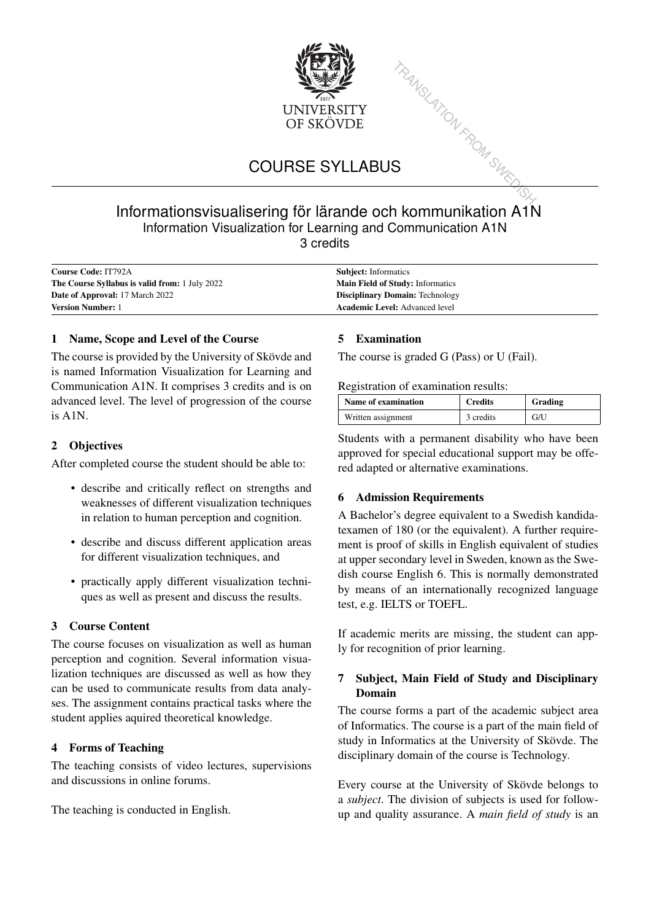UNIVERSITY OF SKÖVDE

TRANSLATION FROM SWEDISH

# COURSE SYLLABUS

## Informationsvisualisering för lärande och kommunikation A1N

Information Visualization for Learning and Communication A1N

3 credits

| | |
|---|---|
| **Course Code:** IT792A | **Subject:** Informatics |
| **The Course Syllabus is valid from:** 1 July 2022 | **Main Field of Study:** Informatics |
| **Date of Approval:** 17 March 2022 | **Disciplinary Domain:** Technology |
| **Version Number:** 1 | **Academic Level:** Advanced level |

### 1 Name, Scope and Level of the Course

The course is provided by the University of Skövde and is named Information Visualization for Learning and Communication A1N. It comprises 3 credits and is on advanced level. The level of progression of the course is A1N.

### 2 Objectives

After completed course the student should be able to:

- describe and critically reflect on strengths and weaknesses of different visualization techniques in relation to human perception and cognition.
- describe and discuss different application areas for different visualization techniques, and
- practically apply different visualization techniques as well as present and discuss the results.

### 3 Course Content

The course focuses on visualization as well as human perception and cognition. Several information visualization techniques are discussed as well as how they can be used to communicate results from data analyses. The assignment contains practical tasks where the student applies aquired theoretical knowledge.

### 4 Forms of Teaching

The teaching consists of video lectures, supervisions and discussions in online forums.

The teaching is conducted in English.

### 5 Examination

The course is graded G (Pass) or U (Fail).

Registration of examination results:

| Name of examination | Credits | Grading |
|---|---|---|
| Written assignment | 3 credits | G/U |

Students with a permanent disability who have been approved for special educational support may be offered adapted or alternative examinations.

### 6 Admission Requirements

A Bachelor's degree equivalent to a Swedish kandidatexamen of 180 (or the equivalent). A further requirement is proof of skills in English equivalent of studies at upper secondary level in Sweden, known as the Swedish course English 6. This is normally demonstrated by means of an internationally recognized language test, e.g. IELTS or TOEFL.

If academic merits are missing, the student can apply for recognition of prior learning.

### 7 Subject, Main Field of Study and Disciplinary Domain

The course forms a part of the academic subject area of Informatics. The course is a part of the main field of study in Informatics at the University of Skövde. The disciplinary domain of the course is Technology.

Every course at the University of Skövde belongs to a *subject*. The division of subjects is used for follow-up and quality assurance. A *main field of study* is an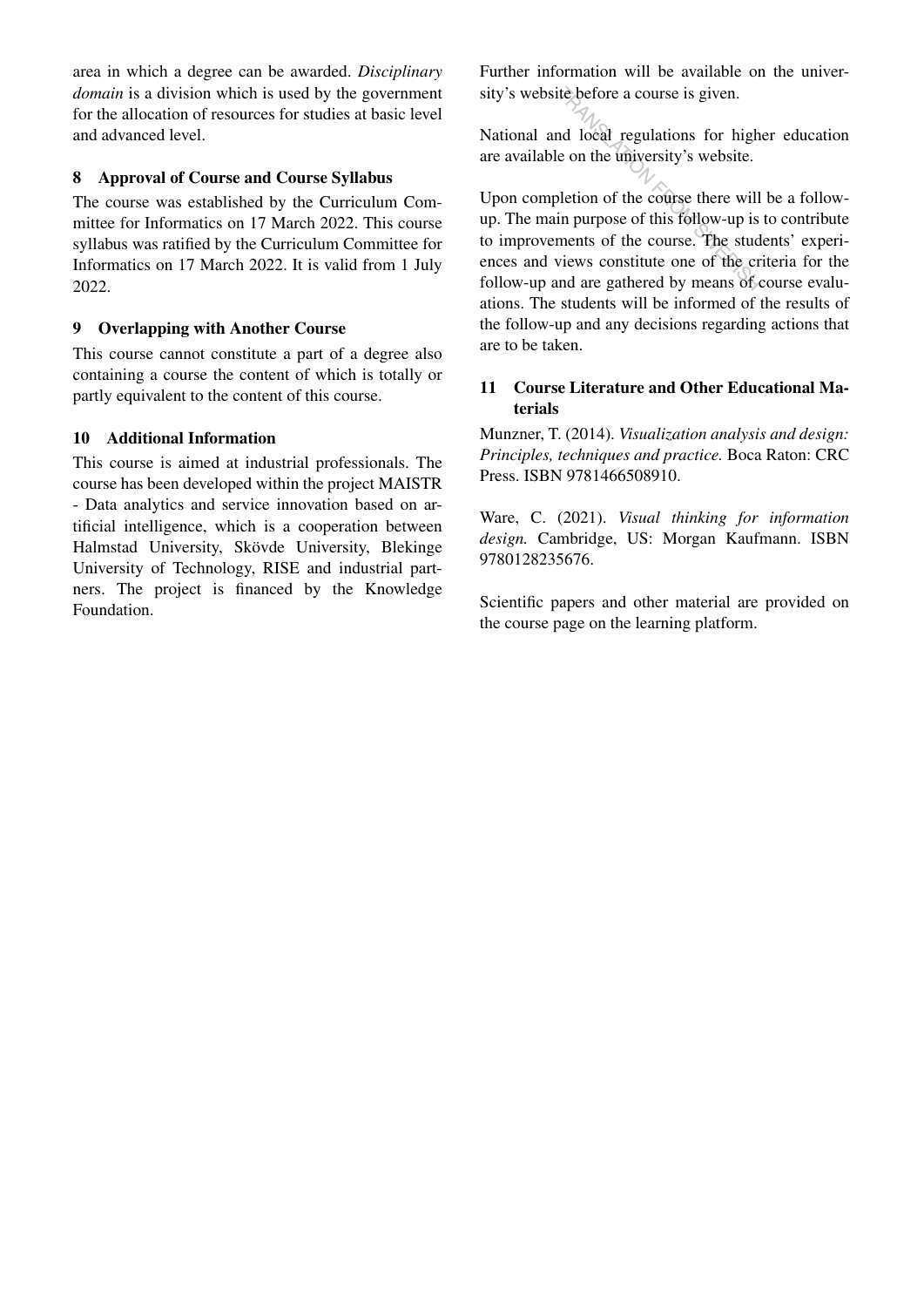area in which a degree can be awarded. *Disciplinary domain* is a division which is used by the government for the allocation of resources for studies at basic level and advanced level.

## 8 Approval of Course and Course Syllabus

The course was established by the Curriculum Committee for Informatics on 17 March 2022. This course syllabus was ratified by the Curriculum Committee for Informatics on 17 March 2022. It is valid from 1 July 2022.

## 9 Overlapping with Another Course

This course cannot constitute a part of a degree also containing a course the content of which is totally or partly equivalent to the content of this course.

## 10 Additional Information

This course is aimed at industrial professionals. The course has been developed within the project MAISTR - Data analytics and service innovation based on artificial intelligence, which is a cooperation between Halmstad University, Skövde University, Blekinge University of Technology, RISE and industrial partners. The project is financed by the Knowledge Foundation.

Further information will be available on the university's website before a course is given.

National and local regulations for higher education are available on the university's website.

Upon completion of the course there will be a follow-up. The main purpose of this follow-up is to contribute to improvements of the course. The students' experiences and views constitute one of the criteria for the follow-up and are gathered by means of course evaluations. The students will be informed of the results of the follow-up and any decisions regarding actions that are to be taken.

## 11 Course Literature and Other Educational Materials

Munzner, T. (2014). *Visualization analysis and design: Principles, techniques and practice.* Boca Raton: CRC Press. ISBN 9781466508910.

Ware, C. (2021). *Visual thinking for information design.* Cambridge, US: Morgan Kaufmann. ISBN 9780128235676.

Scientific papers and other material are provided on the course page on the learning platform.